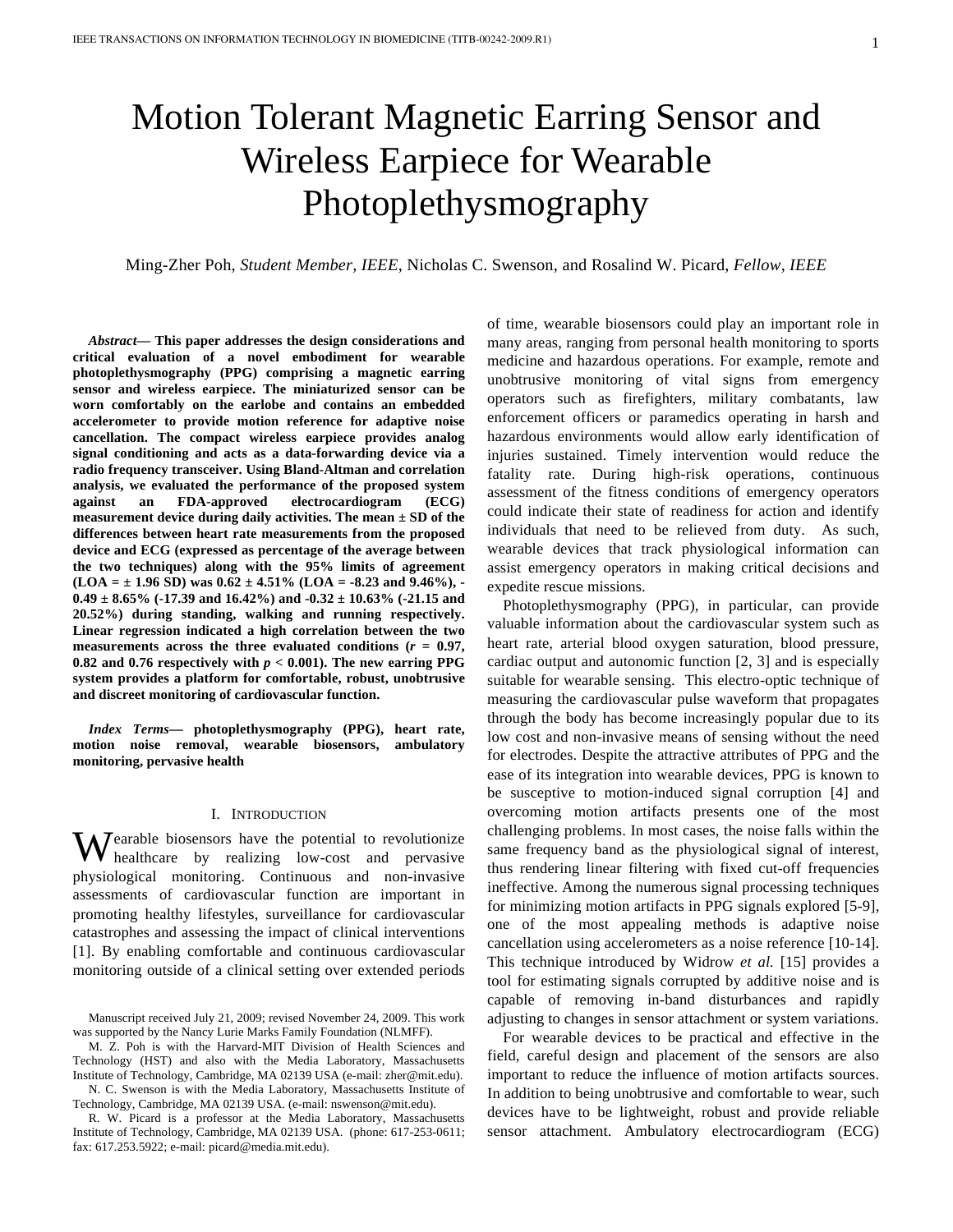# Motion Tolerant Magnetic Earring Sensor and Wireless Earpiece for Wearable Photoplethysmography

Ming-Zher Poh, *Student Member, IEEE*, Nicholas C. Swenson, and Rosalind W. Picard, *Fellow, IEEE*

***Abstract*— This paper addresses the design considerations and critical evaluation of a novel embodiment for wearable photoplethysmography (PPG) comprising a magnetic earring sensor and wireless earpiece. The miniaturized sensor can be worn comfortably on the earlobe and contains an embedded accelerometer to provide motion reference for adaptive noise cancellation. The compact wireless earpiece provides analog signal conditioning and acts as a data-forwarding device via a radio frequency transceiver. Using Bland-Altman and correlation analysis, we evaluated the performance of the proposed system against an FDA-approved electrocardiogram (ECG) measurement device during daily activities. The mean ± SD of the differences between heart rate measurements from the proposed device and ECG (expressed as percentage of the average between the two techniques) along with the 95% limits of agreement (LOA = ± 1.96 SD) was 0.62 ± 4.51% (LOA = -8.23 and 9.46%), -0.49 ± 8.65% (-17.39 and 16.42%) and -0.32 ± 10.63% (-21.15 and 20.52%) during standing, walking and running respectively. Linear regression indicated a high correlation between the two measurements across the three evaluated conditions (*r* = 0.97, 0.82 and 0.76 respectively with *p* < 0.001). The new earring PPG system provides a platform for comfortable, robust, unobtrusive and discreet monitoring of cardiovascular function.**

***Index Terms*— photoplethysmography (PPG), heart rate, motion noise removal, wearable biosensors, ambulatory monitoring, pervasive health**

## I. Introduction

Wearable biosensors have the potential to revolutionize healthcare by realizing low-cost and pervasive physiological monitoring. Continuous and non-invasive assessments of cardiovascular function are important in promoting healthy lifestyles, surveillance for cardiovascular catastrophes and assessing the impact of clinical interventions [1]. By enabling comfortable and continuous cardiovascular monitoring outside of a clinical setting over extended periods of time, wearable biosensors could play an important role in many areas, ranging from personal health monitoring to sports medicine and hazardous operations. For example, remote and unobtrusive monitoring of vital signs from emergency operators such as firefighters, military combatants, law enforcement officers or paramedics operating in harsh and hazardous environments would allow early identification of injuries sustained. Timely intervention would reduce the fatality rate. During high-risk operations, continuous assessment of the fitness conditions of emergency operators could indicate their state of readiness for action and identify individuals that need to be relieved from duty. As such, wearable devices that track physiological information can assist emergency operators in making critical decisions and expedite rescue missions.

Photoplethysmography (PPG), in particular, can provide valuable information about the cardiovascular system such as heart rate, arterial blood oxygen saturation, blood pressure, cardiac output and autonomic function [2, 3] and is especially suitable for wearable sensing. This electro-optic technique of measuring the cardiovascular pulse waveform that propagates through the body has become increasingly popular due to its low cost and non-invasive means of sensing without the need for electrodes. Despite the attractive attributes of PPG and the ease of its integration into wearable devices, PPG is known to be susceptive to motion-induced signal corruption [4] and overcoming motion artifacts presents one of the most challenging problems. In most cases, the noise falls within the same frequency band as the physiological signal of interest, thus rendering linear filtering with fixed cut-off frequencies ineffective. Among the numerous signal processing techniques for minimizing motion artifacts in PPG signals explored [5-9], one of the most appealing methods is adaptive noise cancellation using accelerometers as a noise reference [10-14]. This technique introduced by Widrow *et al.* [15] provides a tool for estimating signals corrupted by additive noise and is capable of removing in-band disturbances and rapidly adjusting to changes in sensor attachment or system variations.

For wearable devices to be practical and effective in the field, careful design and placement of the sensors are also important to reduce the influence of motion artifacts sources. In addition to being unobtrusive and comfortable to wear, such devices have to be lightweight, robust and provide reliable sensor attachment. Ambulatory electrocardiogram (ECG)

Manuscript received July 21, 2009; revised November 24, 2009. This work was supported by the Nancy Lurie Marks Family Foundation (NLMFF).

M. Z. Poh is with the Harvard-MIT Division of Health Sciences and Technology (HST) and also with the Media Laboratory, Massachusetts Institute of Technology, Cambridge, MA 02139 USA (e-mail: zher@mit.edu).

N. C. Swenson is with the Media Laboratory, Massachusetts Institute of Technology, Cambridge, MA 02139 USA. (e-mail: nswenson@mit.edu).

R. W. Picard is a professor at the Media Laboratory, Massachusetts Institute of Technology, Cambridge, MA 02139 USA. (phone: 617-253-0611; fax: 617.253.5922; e-mail: picard@media.mit.edu).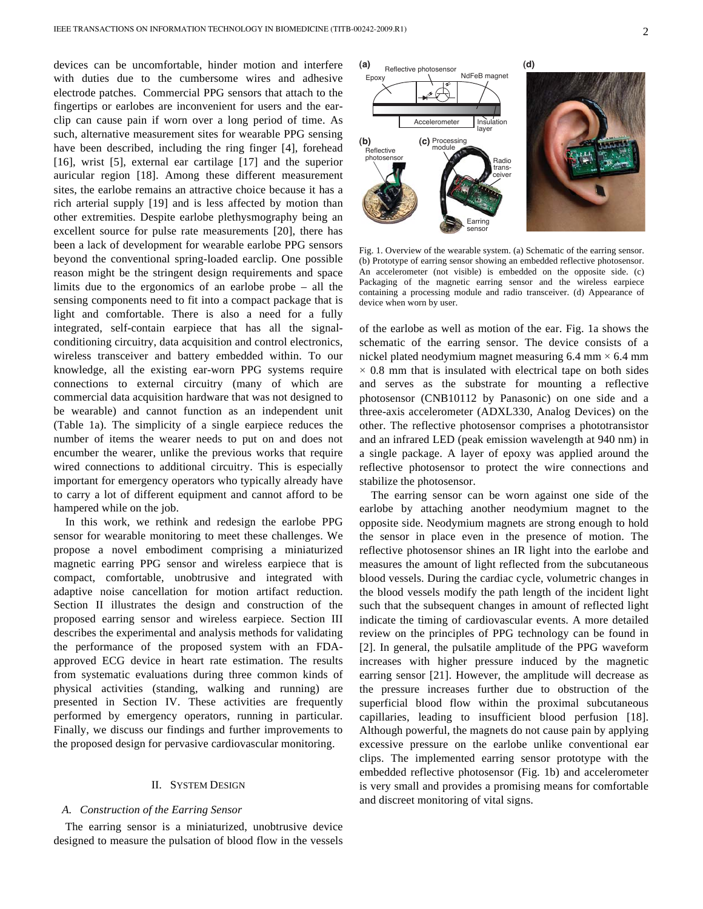devices can be uncomfortable, hinder motion and interfere with duties due to the cumbersome wires and adhesive electrode patches. Commercial PPG sensors that attach to the fingertips or earlobes are inconvenient for users and the ear-clip can cause pain if worn over a long period of time. As such, alternative measurement sites for wearable PPG sensing have been described, including the ring finger [4], forehead [16], wrist [5], external ear cartilage [17] and the superior auricular region [18]. Among these different measurement sites, the earlobe remains an attractive choice because it has a rich arterial supply [19] and is less affected by motion than other extremities. Despite earlobe plethysmography being an excellent source for pulse rate measurements [20], there has been a lack of development for wearable earlobe PPG sensors beyond the conventional spring-loaded earclip. One possible reason might be the stringent design requirements and space limits due to the ergonomics of an earlobe probe – all the sensing components need to fit into a compact package that is light and comfortable. There is also a need for a fully integrated, self-contain earpiece that has all the signal-conditioning circuitry, data acquisition and control electronics, wireless transceiver and battery embedded within. To our knowledge, all the existing ear-worn PPG systems require connections to external circuitry (many of which are commercial data acquisition hardware that was not designed to be wearable) and cannot function as an independent unit (Table 1a). The simplicity of a single earpiece reduces the number of items the wearer needs to put on and does not encumber the wearer, unlike the previous works that require wired connections to additional circuitry. This is especially important for emergency operators who typically already have to carry a lot of different equipment and cannot afford to be hampered while on the job.

In this work, we rethink and redesign the earlobe PPG sensor for wearable monitoring to meet these challenges. We propose a novel embodiment comprising a miniaturized magnetic earring PPG sensor and wireless earpiece that is compact, comfortable, unobtrusive and integrated with adaptive noise cancellation for motion artifact reduction. Section II illustrates the design and construction of the proposed earring sensor and wireless earpiece. Section III describes the experimental and analysis methods for validating the performance of the proposed system with an FDA-approved ECG device in heart rate estimation. The results from systematic evaluations during three common kinds of physical activities (standing, walking and running) are presented in Section IV. These activities are frequently performed by emergency operators, running in particular. Finally, we discuss our findings and further improvements to the proposed design for pervasive cardiovascular monitoring.

## II. System Design

### A. Construction of the Earring Sensor

The earring sensor is a miniaturized, unobtrusive device designed to measure the pulsation of blood flow in the vessels of the earlobe as well as motion of the ear. Fig. 1a shows the schematic of the earring sensor. The device consists of a nickel plated neodymium magnet measuring 6.4 mm × 6.4 mm × 0.8 mm that is insulated with electrical tape on both sides and serves as the substrate for mounting a reflective photosensor (CNB10112 by Panasonic) on one side and a three-axis accelerometer (ADXL330, Analog Devices) on the other. The reflective photosensor comprises a phototransistor and an infrared LED (peak emission wavelength at 940 nm) in a single package. A layer of epoxy was applied around the reflective photosensor to protect the wire connections and stabilize the photosensor.

Fig. 1. Overview of the wearable system. (a) Schematic of the earring sensor. (b) Prototype of earring sensor showing an embedded reflective photosensor. An accelerometer (not visible) is embedded on the opposite side. (c) Packaging of the magnetic earring sensor and the wireless earpiece containing a processing module and radio transceiver. (d) Appearance of device when worn by user.

The earring sensor can be worn against one side of the earlobe by attaching another neodymium magnet to the opposite side. Neodymium magnets are strong enough to hold the sensor in place even in the presence of motion. The reflective photosensor shines an IR light into the earlobe and measures the amount of light reflected from the subcutaneous blood vessels. During the cardiac cycle, volumetric changes in the blood vessels modify the path length of the incident light such that the subsequent changes in amount of reflected light indicate the timing of cardiovascular events. A more detailed review on the principles of PPG technology can be found in [2]. In general, the pulsatile amplitude of the PPG waveform increases with higher pressure induced by the magnetic earring sensor [21]. However, the amplitude will decrease as the pressure increases further due to obstruction of the superficial blood flow within the proximal subcutaneous capillaries, leading to insufficient blood perfusion [18]. Although powerful, the magnets do not cause pain by applying excessive pressure on the earlobe unlike conventional ear clips. The implemented earring sensor prototype with the embedded reflective photosensor (Fig. 1b) and accelerometer is very small and provides a promising means for comfortable and discreet monitoring of vital signs.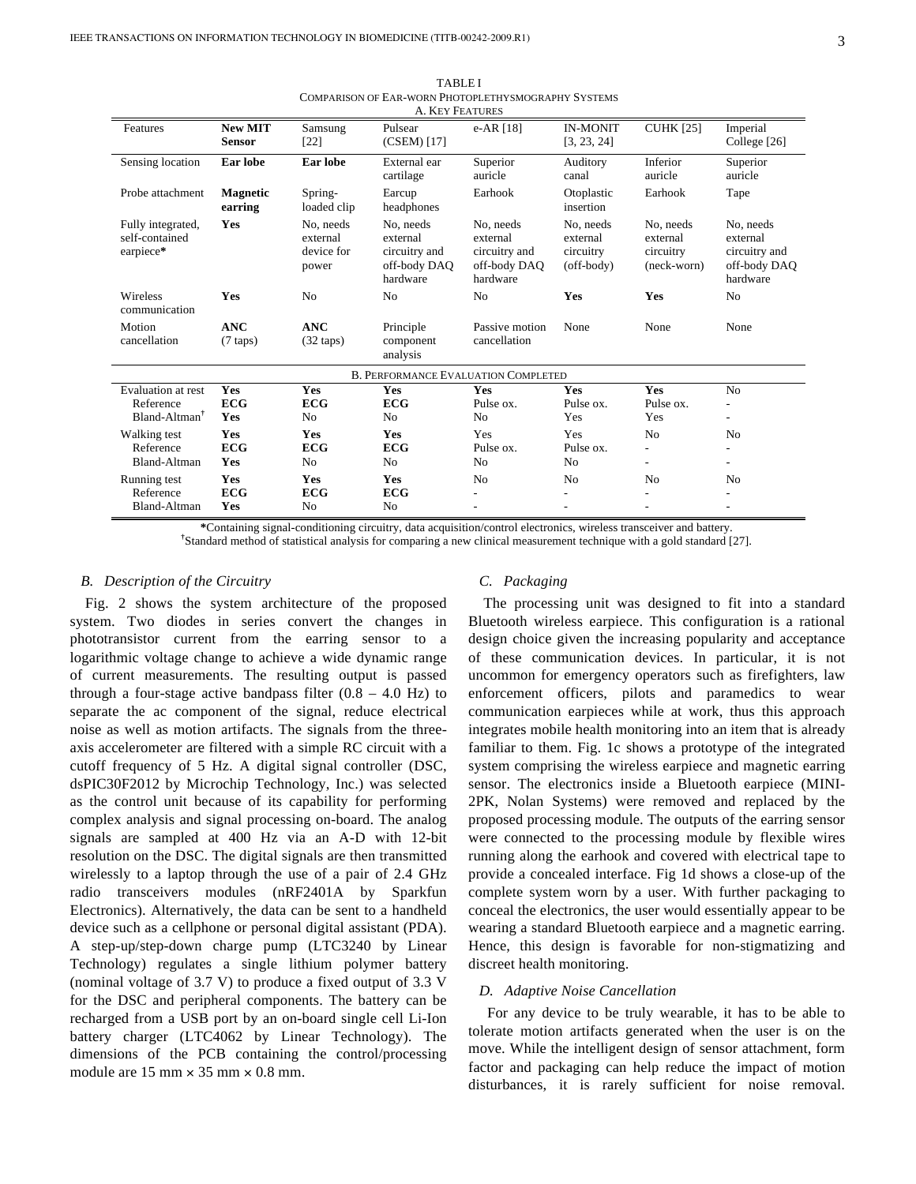TABLE I
COMPARISON OF EAR-WORN PHOTOPLETHYSMOGRAPHY SYSTEMS

A. KEY FEATURES

| Features | **New MIT Sensor** | Samsung [22] | Pulsear (CSEM) [17] | e-AR [18] | IN-MONIT [3, 23, 24] | CUHK [25] | Imperial College [26] |
|---|---|---|---|---|---|---|---|
| Sensing location | **Ear lobe** | **Ear lobe** | External ear cartilage | Superior auricle | Auditory canal | Inferior auricle | Superior auricle |
| Probe attachment | **Magnetic earring** | Spring-loaded clip | Earcup headphones | Earhook | Otoplastic insertion | Earhook | Tape |
| Fully integrated, self-contained earpiece* | **Yes** | No, needs external device for power | No, needs external circuitry and off-body DAQ hardware | No, needs external circuitry and off-body DAQ hardware | No, needs external circuitry (off-body) | No, needs external circuitry (neck-worn) | No, needs external circuitry and off-body DAQ hardware |
| Wireless communication | **Yes** | No | No | No | **Yes** | **Yes** | No |
| Motion cancellation | **ANC** (7 taps) | **ANC** (32 taps) | Principle component analysis | Passive motion cancellation | None | None | None |
| **B. PERFORMANCE EVALUATION COMPLETED** | | | | | | | |
| Evaluation at rest | **Yes** | **Yes** | **Yes** | **Yes** | **Yes** | **Yes** | No |
| Reference | **ECG** | **ECG** | **ECG** | Pulse ox. | Pulse ox. | Pulse ox. | - |
| Bland-Altman† | **Yes** | No | No | No | Yes | Yes | - |
| Walking test | **Yes** | **Yes** | **Yes** | Yes | Yes | No | No |
| Reference | **ECG** | **ECG** | **ECG** | Pulse ox. | Pulse ox. | - | - |
| Bland-Altman | **Yes** | No | No | No | No | - | - |
| Running test | **Yes** | **Yes** | **Yes** | No | No | No | No |
| Reference | **ECG** | **ECG** | **ECG** | - | - | - | - |
| Bland-Altman | **Yes** | No | No | - | - | - | - |

*Containing signal-conditioning circuitry, data acquisition/control electronics, wireless transceiver and battery.
†Standard method of statistical analysis for comparing a new clinical measurement technique with a gold standard [27].

### *B. Description of the Circuitry*

Fig. 2 shows the system architecture of the proposed system. Two diodes in series convert the changes in phototransistor current from the earring sensor to a logarithmic voltage change to achieve a wide dynamic range of current measurements. The resulting output is passed through a four-stage active bandpass filter (0.8 – 4.0 Hz) to separate the ac component of the signal, reduce electrical noise as well as motion artifacts. The signals from the three-axis accelerometer are filtered with a simple RC circuit with a cutoff frequency of 5 Hz. A digital signal controller (DSC, dsPIC30F2012 by Microchip Technology, Inc.) was selected as the control unit because of its capability for performing complex analysis and signal processing on-board. The analog signals are sampled at 400 Hz via an A-D with 12-bit resolution on the DSC. The digital signals are then transmitted wirelessly to a laptop through the use of a pair of 2.4 GHz radio transceivers modules (nRF2401A by Sparkfun Electronics). Alternatively, the data can be sent to a handheld device such as a cellphone or personal digital assistant (PDA). A step-up/step-down charge pump (LTC3240 by Linear Technology) regulates a single lithium polymer battery (nominal voltage of 3.7 V) to produce a fixed output of 3.3 V for the DSC and peripheral components. The battery can be recharged from a USB port by an on-board single cell Li-Ion battery charger (LTC4062 by Linear Technology). The dimensions of the PCB containing the control/processing module are 15 mm × 35 mm × 0.8 mm.

### *C. Packaging*

The processing unit was designed to fit into a standard Bluetooth wireless earpiece. This configuration is a rational design choice given the increasing popularity and acceptance of these communication devices. In particular, it is not uncommon for emergency operators such as firefighters, law enforcement officers, pilots and paramedics to wear communication earpieces while at work, thus this approach integrates mobile health monitoring into an item that is already familiar to them. Fig. 1c shows a prototype of the integrated system comprising the wireless earpiece and magnetic earring sensor. The electronics inside a Bluetooth earpiece (MINI-2PK, Nolan Systems) were removed and replaced by the proposed processing module. The outputs of the earring sensor were connected to the processing module by flexible wires running along the earhook and covered with electrical tape to provide a concealed interface. Fig 1d shows a close-up of the complete system worn by a user. With further packaging to conceal the electronics, the user would essentially appear to be wearing a standard Bluetooth earpiece and a magnetic earring. Hence, this design is favorable for non-stigmatizing and discreet health monitoring.

### *D. Adaptive Noise Cancellation*

For any device to be truly wearable, it has to be able to tolerate motion artifacts generated when the user is on the move. While the intelligent design of sensor attachment, form factor and packaging can help reduce the impact of motion disturbances, it is rarely sufficient for noise removal.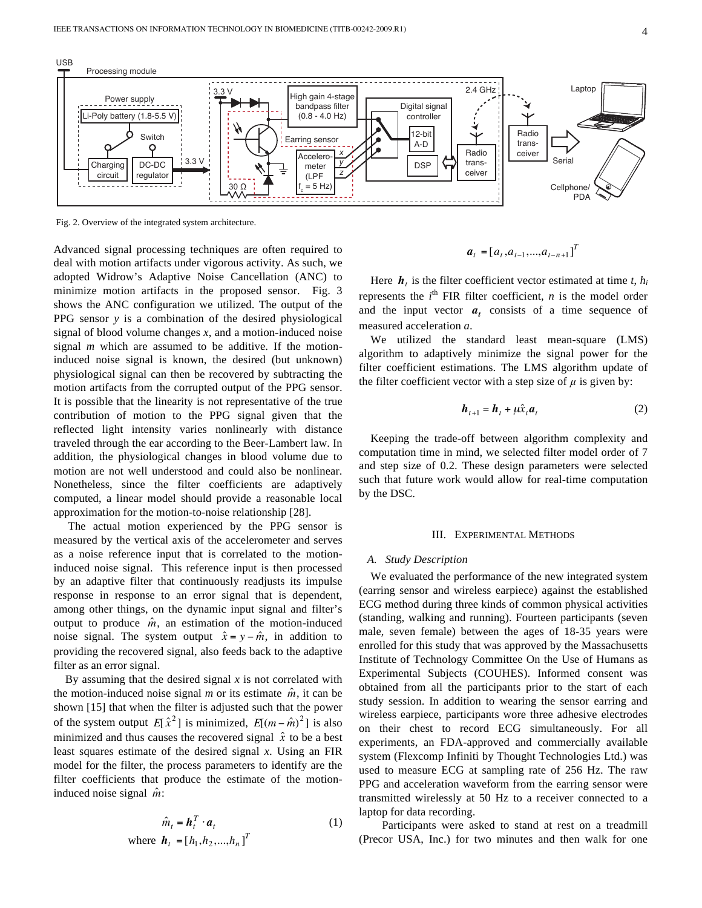Fig. 2. Overview of the integrated system architecture.

Advanced signal processing techniques are often required to deal with motion artifacts under vigorous activity. As such, we adopted Widrow's Adaptive Noise Cancellation (ANC) to minimize motion artifacts in the proposed sensor. Fig. 3 shows the ANC configuration we utilized. The output of the PPG sensor *y* is a combination of the desired physiological signal of blood volume changes *x*, and a motion-induced noise signal *m* which are assumed to be additive. If the motion-induced noise signal is known, the desired (but unknown) physiological signal can then be recovered by subtracting the motion artifacts from the corrupted output of the PPG sensor. It is possible that the linearity is not representative of the true contribution of motion to the PPG signal given that the reflected light intensity varies nonlinearly with distance traveled through the ear according to the Beer-Lambert law. In addition, the physiological changes in blood volume due to motion are not well understood and could also be nonlinear. Nonetheless, since the filter coefficients are adaptively computed, a linear model should provide a reasonable local approximation for the motion-to-noise relationship [28].

The actual motion experienced by the PPG sensor is measured by the vertical axis of the accelerometer and serves as a noise reference input that is correlated to the motion-induced noise signal. This reference input is then processed by an adaptive filter that continuously readjusts its impulse response in response to an error signal that is dependent, among other things, on the dynamic input signal and filter's output to produce $\hat{m}$, an estimation of the motion-induced noise signal. The system output $\hat{x} = y - \hat{m}$, in addition to providing the recovered signal, also feeds back to the adaptive filter as an error signal.

By assuming that the desired signal *x* is not correlated with the motion-induced noise signal *m* or its estimate $\hat{m}$, it can be shown [15] that when the filter is adjusted such that the power of the system output $E[\hat{x}^2]$ is minimized, $E[(m-\hat{m})^2]$ is also minimized and thus causes the recovered signal $\hat{x}$ to be a best least squares estimate of the desired signal *x*. Using an FIR model for the filter, the process parameters to identify are the filter coefficients that produce the estimate of the motion-induced noise signal $\hat{m}$:

$$\hat{m}_t = \boldsymbol{h}_t^T \cdot \boldsymbol{a}_t \tag{1}$$

where $\boldsymbol{h}_t = [h_1, h_2, ..., h_n]^T$

$$\boldsymbol{a}_t = [a_t, a_{t-1}, ..., a_{t-n+1}]^T$$

Here $\boldsymbol{h}_t$ is the filter coefficient vector estimated at time *t*, $h_i$ represents the $i^{\text{th}}$ FIR filter coefficient, *n* is the model order and the input vector $\boldsymbol{a}_t$ consists of a time sequence of measured acceleration *a*.

We utilized the standard least mean-square (LMS) algorithm to adaptively minimize the signal power for the filter coefficient estimations. The LMS algorithm update of the filter coefficient vector with a step size of $\mu$ is given by:

$$\boldsymbol{h}_{t+1} = \boldsymbol{h}_t + \mu \hat{x}_t \boldsymbol{a}_t \tag{2}$$

Keeping the trade-off between algorithm complexity and computation time in mind, we selected filter model order of 7 and step size of 0.2. These design parameters were selected such that future work would allow for real-time computation by the DSC.

## III. Experimental Methods

### A. Study Description

We evaluated the performance of the new integrated system (earring sensor and wireless earpiece) against the established ECG method during three kinds of common physical activities (standing, walking and running). Fourteen participants (seven male, seven female) between the ages of 18-35 years were enrolled for this study that was approved by the Massachusetts Institute of Technology Committee On the Use of Humans as Experimental Subjects (COUHES). Informed consent was obtained from all the participants prior to the start of each study session. In addition to wearing the sensor earring and wireless earpiece, participants wore three adhesive electrodes on their chest to record ECG simultaneously. For all experiments, an FDA-approved and commercially available system (Flexcomp Infiniti by Thought Technologies Ltd.) was used to measure ECG at sampling rate of 256 Hz. The raw PPG and acceleration waveform from the earring sensor were transmitted wirelessly at 50 Hz to a receiver connected to a laptop for data recording.

Participants were asked to stand at rest on a treadmill (Precor USA, Inc.) for two minutes and then walk for one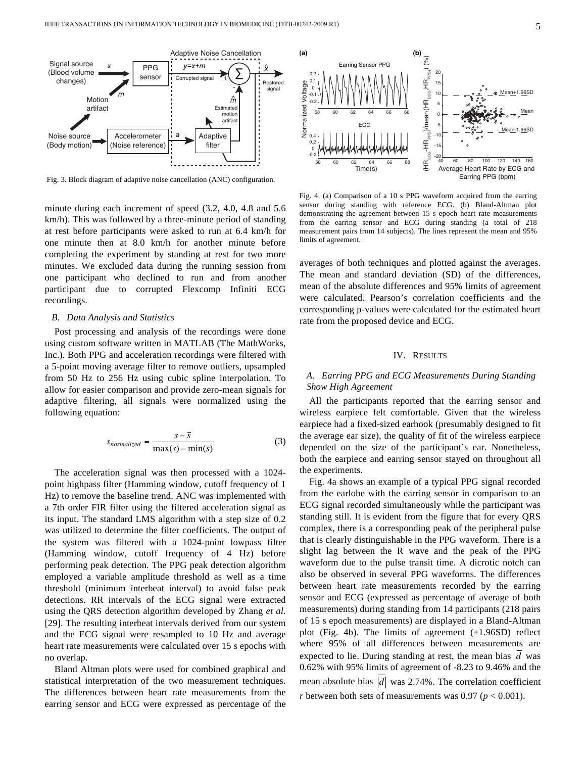Fig. 3. Block diagram of adaptive noise cancellation (ANC) configuration.

Fig. 4. (a) Comparison of a 10 s PPG waveform acquired from the earring sensor during standing with reference ECG. (b) Bland-Altman plot demonstrating the agreement between 15 s epoch heart rate measurements from the earring sensor and ECG during standing (a total of 218 measurement pairs from 14 subjects). The lines represent the mean and 95% limits of agreement.

minute during each increment of speed (3.2, 4.0, 4.8 and 5.6 km/h). This was followed by a three-minute period of standing at rest before participants were asked to run at 6.4 km/h for one minute then at 8.0 km/h for another minute before completing the experiment by standing at rest for two more minutes. We excluded data during the running session from one participant who declined to run and from another participant due to corrupted Flexcomp Infiniti ECG recordings.

### *B. Data Analysis and Statistics*

Post processing and analysis of the recordings were done using custom software written in MATLAB (The MathWorks, Inc.). Both PPG and acceleration recordings were filtered with a 5-point moving average filter to remove outliers, upsampled from 50 Hz to 256 Hz using cubic spline interpolation. To allow for easier comparison and provide zero-mean signals for adaptive filtering, all signals were normalized using the following equation:

$$s_{normalized} = \frac{s - \bar{s}}{\max(s) - \min(s)} \tag{3}$$

The acceleration signal was then processed with a 1024-point highpass filter (Hamming window, cutoff frequency of 1 Hz) to remove the baseline trend. ANC was implemented with a 7th order FIR filter using the filtered acceleration signal as its input. The standard LMS algorithm with a step size of 0.2 was utilized to determine the filter coefficients. The output of the system was filtered with a 1024-point lowpass filter (Hamming window, cutoff frequency of 4 Hz) before performing peak detection. The PPG peak detection algorithm employed a variable amplitude threshold as well as a time threshold (minimum interbeat interval) to avoid false peak detections. RR intervals of the ECG signal were extracted using the QRS detection algorithm developed by Zhang *et al.* [29]. The resulting interbeat intervals derived from our system and the ECG signal were resampled to 10 Hz and average heart rate measurements were calculated over 15 s epochs with no overlap.

Bland Altman plots were used for combined graphical and statistical interpretation of the two measurement techniques. The differences between heart rate measurements from the earring sensor and ECG were expressed as percentage of the averages of both techniques and plotted against the averages. The mean and standard deviation (SD) of the differences, mean of the absolute differences and 95% limits of agreement were calculated. Pearson's correlation coefficients and the corresponding p-values were calculated for the estimated heart rate from the proposed device and ECG.

## IV. Results

### *A. Earring PPG and ECG Measurements During Standing Show High Agreement*

All the participants reported that the earring sensor and wireless earpiece felt comfortable. Given that the wireless earpiece had a fixed-sized earhook (presumably designed to fit the average ear size), the quality of fit of the wireless earpiece depended on the size of the participant's ear. Nonetheless, both the earpiece and earring sensor stayed on throughout all the experiments.

Fig. 4a shows an example of a typical PPG signal recorded from the earlobe with the earring sensor in comparison to an ECG signal recorded simultaneously while the participant was standing still. It is evident from the figure that for every QRS complex, there is a corresponding peak of the peripheral pulse that is clearly distinguishable in the PPG waveform. There is a slight lag between the R wave and the peak of the PPG waveform due to the pulse transit time. A dicrotic notch can also be observed in several PPG waveforms. The differences between heart rate measurements recorded by the earring sensor and ECG (expressed as percentage of average of both measurements) during standing from 14 participants (218 pairs of 15 s epoch measurements) are displayed in a Bland-Altman plot (Fig. 4b). The limits of agreement (±1.96SD) reflect where 95% of all differences between measurements are expected to lie. During standing at rest, the mean bias $\bar{d}$ was 0.62% with 95% limits of agreement of -8.23 to 9.46% and the mean absolute bias $\left|\bar{d}\right|$ was 2.74%. The correlation coefficient $r$ between both sets of measurements was 0.97 ($p < 0.001$).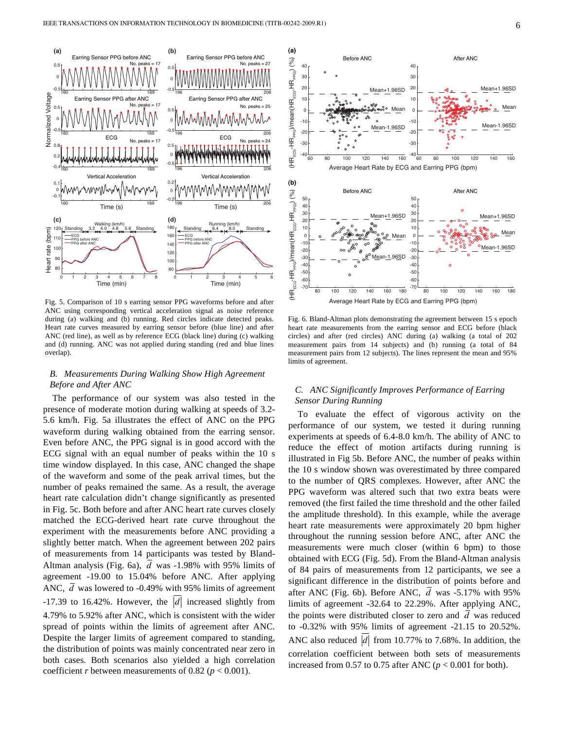Fig. 5. Comparison of 10 s earring sensor PPG waveforms before and after ANC using corresponding vertical acceleration signal as noise reference during (a) walking and (b) running. Red circles indicate detected peaks. Heart rate curves measured by earring sensor before (blue line) and after ANC (red line), as well as by reference ECG (black line) during (c) walking and (d) running. ANC was not applied during standing (red and blue lines overlap).

## *B. Measurements During Walking Show High Agreement Before and After ANC*

The performance of our system was also tested in the presence of moderate motion during walking at speeds of 3.2-5.6 km/h. Fig. 5a illustrates the effect of ANC on the PPG waveform during walking obtained from the earring sensor. Even before ANC, the PPG signal is in good accord with the ECG signal with an equal number of peaks within the 10 s time window displayed. In this case, ANC changed the shape of the waveform and some of the peak arrival times, but the number of peaks remained the same. As a result, the average heart rate calculation didn't change significantly as presented in Fig. 5c. Both before and after ANC heart rate curves closely matched the ECG-derived heart rate curve throughout the experiment with the measurements before ANC providing a slightly better match. When the agreement between 202 pairs of measurements from 14 participants was tested by Bland-Altman analysis (Fig. 6a), $\bar{d}$ was -1.98% with 95% limits of agreement -19.00 to 15.04% before ANC. After applying ANC, $\bar{d}$ was lowered to -0.49% with 95% limits of agreement -17.39 to 16.42%. However, the $|\bar{d}|$ increased slightly from 4.79% to 5.92% after ANC, which is consistent with the wider spread of points within the limits of agreement after ANC. Despite the larger limits of agreement compared to standing, the distribution of points was mainly concentrated near zero in both cases. Both scenarios also yielded a high correlation coefficient $r$ between measurements of 0.82 ($p < 0.001$).

Fig. 6. Bland-Altman plots demonstrating the agreement between 15 s epoch heart rate measurements from the earring sensor and ECG before (black circles) and after (red circles) ANC during (a) walking (a total of 202 measurement pairs from 14 subjects) and (b) running (a total of 84 measurement pairs from 12 subjects). The lines represent the mean and 95% limits of agreement.

## *C. ANC Significantly Improves Performance of Earring Sensor During Running*

To evaluate the effect of vigorous activity on the performance of our system, we tested it during running experiments at speeds of 6.4-8.0 km/h. The ability of ANC to reduce the effect of motion artifacts during running is illustrated in Fig 5b. Before ANC, the number of peaks within the 10 s window shown was overestimated by three compared to the number of QRS complexes. However, after ANC the PPG waveform was altered such that two extra beats were removed (the first failed the time threshold and the other failed the amplitude threshold). In this example, while the average heart rate measurements were approximately 20 bpm higher throughout the running session before ANC, after ANC the measurements were much closer (within 6 bpm) to those obtained with ECG (Fig. 5d). From the Bland-Altman analysis of 84 pairs of measurements from 12 participants, we see a significant difference in the distribution of points before and after ANC (Fig. 6b). Before ANC, $\bar{d}$ was -5.17% with 95% limits of agreement -32.64 to 22.29%. After applying ANC, the points were distributed closer to zero and $\bar{d}$ was reduced to -0.32% with 95% limits of agreement -21.15 to 20.52%. ANC also reduced $|\bar{d}|$ from 10.77% to 7.68%. In addition, the correlation coefficient between both sets of measurements increased from 0.57 to 0.75 after ANC ($p < 0.001$ for both).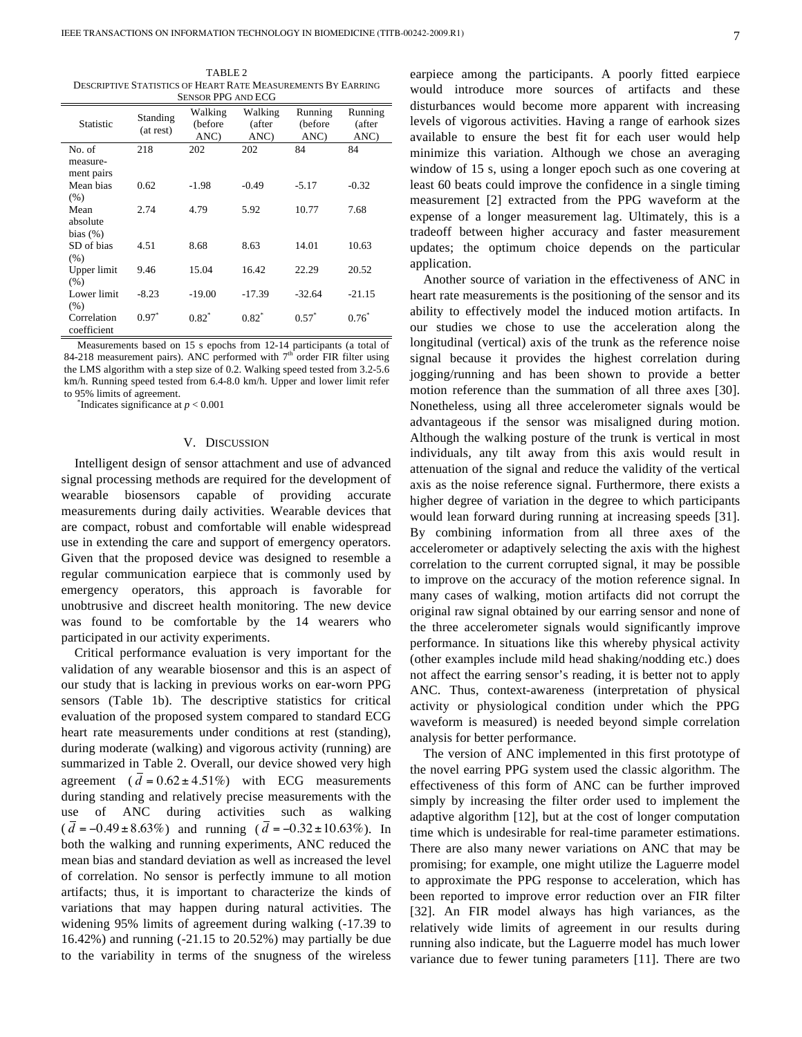TABLE 2
DESCRIPTIVE STATISTICS OF HEART RATE MEASUREMENTS BY EARRING SENSOR PPG AND ECG

| Statistic | Standing (at rest) | Walking (before ANC) | Walking (after ANC) | Running (before ANC) | Running (after ANC) |
|---|---|---|---|---|---|
| No. of measurement pairs | 218 | 202 | 202 | 84 | 84 |
| Mean bias (%) | 0.62 | -1.98 | -0.49 | -5.17 | -0.32 |
| Mean absolute bias (%) | 2.74 | 4.79 | 5.92 | 10.77 | 7.68 |
| SD of bias (%) | 4.51 | 8.68 | 8.63 | 14.01 | 10.63 |
| Upper limit (%) | 9.46 | 15.04 | 16.42 | 22.29 | 20.52 |
| Lower limit (%) | -8.23 | -19.00 | -17.39 | -32.64 | -21.15 |
| Correlation coefficient | 0.97* | 0.82* | 0.82* | 0.57* | 0.76* |

Measurements based on 15 s epochs from 12-14 participants (a total of 84-218 measurement pairs). ANC performed with 7th order FIR filter using the LMS algorithm with a step size of 0.2. Walking speed tested from 3.2-5.6 km/h. Running speed tested from 6.4-8.0 km/h. Upper and lower limit refer to 95% limits of agreement.

*Indicates significance at $p < 0.001$

## V. DISCUSSION

Intelligent design of sensor attachment and use of advanced signal processing methods are required for the development of wearable biosensors capable of providing accurate measurements during daily activities. Wearable devices that are compact, robust and comfortable will enable widespread use in extending the care and support of emergency operators. Given that the proposed device was designed to resemble a regular communication earpiece that is commonly used by emergency operators, this approach is favorable for unobtrusive and discreet health monitoring. The new device was found to be comfortable by the 14 wearers who participated in our activity experiments.

Critical performance evaluation is very important for the validation of any wearable biosensor and this is an aspect of our study that is lacking in previous works on ear-worn PPG sensors (Table 1b). The descriptive statistics for critical evaluation of the proposed system compared to standard ECG heart rate measurements under conditions at rest (standing), during moderate (walking) and vigorous activity (running) are summarized in Table 2. Overall, our device showed very high agreement ($\bar{d} = 0.62 \pm 4.51\%$) with ECG measurements during standing and relatively precise measurements with the use of ANC during activities such as walking ($\bar{d} = -0.49 \pm 8.63\%$) and running ($\bar{d} = -0.32 \pm 10.63\%$). In both the walking and running experiments, ANC reduced the mean bias and standard deviation as well as increased the level of correlation. No sensor is perfectly immune to all motion artifacts; thus, it is important to characterize the kinds of variations that may happen during natural activities. The widening 95% limits of agreement during walking (-17.39 to 16.42%) and running (-21.15 to 20.52%) may partially be due to the variability in terms of the snugness of the wireless earpiece among the participants. A poorly fitted earpiece would introduce more sources of artifacts and these disturbances would become more apparent with increasing levels of vigorous activities. Having a range of earhook sizes available to ensure the best fit for each user would help minimize this variation. Although we chose an averaging window of 15 s, using a longer epoch such as one covering at least 60 beats could improve the confidence in a single timing measurement [2] extracted from the PPG waveform at the expense of a longer measurement lag. Ultimately, this is a tradeoff between higher accuracy and faster measurement updates; the optimum choice depends on the particular application.

Another source of variation in the effectiveness of ANC in heart rate measurements is the positioning of the sensor and its ability to effectively model the induced motion artifacts. In our studies we chose to use the acceleration along the longitudinal (vertical) axis of the trunk as the reference noise signal because it provides the highest correlation during jogging/running and has been shown to provide a better motion reference than the summation of all three axes [30]. Nonetheless, using all three accelerometer signals would be advantageous if the sensor was misaligned during motion. Although the walking posture of the trunk is vertical in most individuals, any tilt away from this axis would result in attenuation of the signal and reduce the validity of the vertical axis as the noise reference signal. Furthermore, there exists a higher degree of variation in the degree to which participants would lean forward during running at increasing speeds [31]. By combining information from all three axes of the accelerometer or adaptively selecting the axis with the highest correlation to the current corrupted signal, it may be possible to improve on the accuracy of the motion reference signal. In many cases of walking, motion artifacts did not corrupt the original raw signal obtained by our earring sensor and none of the three accelerometer signals would significantly improve performance. In situations like this whereby physical activity (other examples include mild head shaking/nodding etc.) does not affect the earring sensor's reading, it is better not to apply ANC. Thus, context-awareness (interpretation of physical activity or physiological condition under which the PPG waveform is measured) is needed beyond simple correlation analysis for better performance.

The version of ANC implemented in this first prototype of the novel earring PPG system used the classic algorithm. The effectiveness of this form of ANC can be further improved simply by increasing the filter order used to implement the adaptive algorithm [12], but at the cost of longer computation time which is undesirable for real-time parameter estimations. There are also many newer variations on ANC that may be promising; for example, one might utilize the Laguerre model to approximate the PPG response to acceleration, which has been reported to improve error reduction over an FIR filter [32]. An FIR model always has high variances, as the relatively wide limits of agreement in our results during running also indicate, but the Laguerre model has much lower variance due to fewer tuning parameters [11]. There are two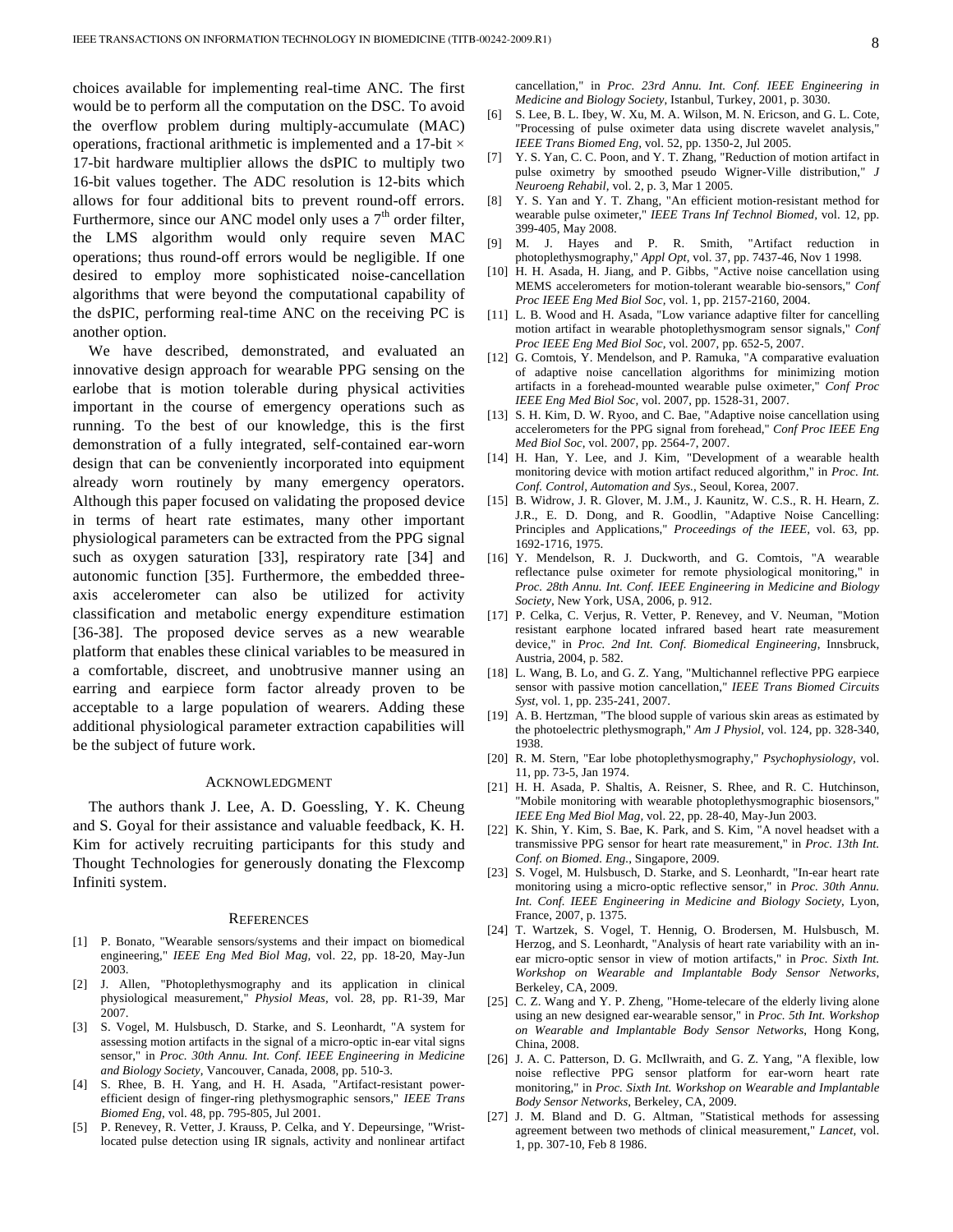choices available for implementing real-time ANC. The first would be to perform all the computation on the DSC. To avoid the overflow problem during multiply-accumulate (MAC) operations, fractional arithmetic is implemented and a 17-bit × 17-bit hardware multiplier allows the dsPIC to multiply two 16-bit values together. The ADC resolution is 12-bits which allows for four additional bits to prevent round-off errors. Furthermore, since our ANC model only uses a 7th order filter, the LMS algorithm would only require seven MAC operations; thus round-off errors would be negligible. If one desired to employ more sophisticated noise-cancellation algorithms that were beyond the computational capability of the dsPIC, performing real-time ANC on the receiving PC is another option.

We have described, demonstrated, and evaluated an innovative design approach for wearable PPG sensing on the earlobe that is motion tolerable during physical activities important in the course of emergency operations such as running. To the best of our knowledge, this is the first demonstration of a fully integrated, self-contained ear-worn design that can be conveniently incorporated into equipment already worn routinely by many emergency operators. Although this paper focused on validating the proposed device in terms of heart rate estimates, many other important physiological parameters can be extracted from the PPG signal such as oxygen saturation [33], respiratory rate [34] and autonomic function [35]. Furthermore, the embedded three-axis accelerometer can also be utilized for activity classification and metabolic energy expenditure estimation [36-38]. The proposed device serves as a new wearable platform that enables these clinical variables to be measured in a comfortable, discreet, and unobtrusive manner using an earring and earpiece form factor already proven to be acceptable to a large population of wearers. Adding these additional physiological parameter extraction capabilities will be the subject of future work.

## Acknowledgment

The authors thank J. Lee, A. D. Goessling, Y. K. Cheung and S. Goyal for their assistance and valuable feedback, K. H. Kim for actively recruiting participants for this study and Thought Technologies for generously donating the Flexcomp Infiniti system.

## References

[1] P. Bonato, "Wearable sensors/systems and their impact on biomedical engineering," *IEEE Eng Med Biol Mag*, vol. 22, pp. 18-20, May-Jun 2003.

[2] J. Allen, "Photoplethysmography and its application in clinical physiological measurement," *Physiol Meas*, vol. 28, pp. R1-39, Mar 2007.

[3] S. Vogel, M. Hulsbusch, D. Starke, and S. Leonhardt, "A system for assessing motion artifacts in the signal of a micro-optic in-ear vital signs sensor," in *Proc. 30th Annu. Int. Conf. IEEE Engineering in Medicine and Biology Society*, Vancouver, Canada, 2008, pp. 510-3.

[4] S. Rhee, B. H. Yang, and H. H. Asada, "Artifact-resistant power-efficient design of finger-ring plethysmographic sensors," *IEEE Trans Biomed Eng*, vol. 48, pp. 795-805, Jul 2001.

[5] P. Renevey, R. Vetter, J. Krauss, P. Celka, and Y. Depeursinge, "Wrist-located pulse detection using IR signals, activity and nonlinear artifact cancellation," in *Proc. 23rd Annu. Int. Conf. IEEE Engineering in Medicine and Biology Society*, Istanbul, Turkey, 2001, p. 3030.

[6] S. Lee, B. L. Ibey, W. Xu, M. A. Wilson, M. N. Ericson, and G. L. Cote, "Processing of pulse oximeter data using discrete wavelet analysis," *IEEE Trans Biomed Eng*, vol. 52, pp. 1350-2, Jul 2005.

[7] Y. S. Yan, C. C. Poon, and Y. T. Zhang, "Reduction of motion artifact in pulse oximetry by smoothed pseudo Wigner-Ville distribution," *J Neuroeng Rehabil*, vol. 2, p. 3, Mar 1 2005.

[8] Y. S. Yan and Y. T. Zhang, "An efficient motion-resistant method for wearable pulse oximeter," *IEEE Trans Inf Technol Biomed*, vol. 12, pp. 399-405, May 2008.

[9] M. J. Hayes and P. R. Smith, "Artifact reduction in photoplethysmography," *Appl Opt*, vol. 37, pp. 7437-46, Nov 1 1998.

[10] H. H. Asada, H. Jiang, and P. Gibbs, "Active noise cancellation using MEMS accelerometers for motion-tolerant wearable bio-sensors," *Conf Proc IEEE Eng Med Biol Soc*, vol. 1, pp. 2157-2160, 2004.

[11] L. B. Wood and H. Asada, "Low variance adaptive filter for cancelling motion artifact in wearable photoplethysmogram sensor signals," *Conf Proc IEEE Eng Med Biol Soc*, vol. 2007, pp. 652-5, 2007.

[12] G. Comtois, Y. Mendelson, and P. Ramuka, "A comparative evaluation of adaptive noise cancellation algorithms for minimizing motion artifacts in a forehead-mounted wearable pulse oximeter," *Conf Proc IEEE Eng Med Biol Soc*, vol. 2007, pp. 1528-31, 2007.

[13] S. H. Kim, D. W. Ryoo, and C. Bae, "Adaptive noise cancellation using accelerometers for the PPG signal from forehead," *Conf Proc IEEE Eng Med Biol Soc*, vol. 2007, pp. 2564-7, 2007.

[14] H. Han, Y. Lee, and J. Kim, "Development of a wearable health monitoring device with motion artifact reduced algorithm," in *Proc. Int. Conf. Control, Automation and Sys.*, Seoul, Korea, 2007.

[15] B. Widrow, J. R. Glover, M. J.M., J. Kaunitz, W. C.S., R. H. Hearn, Z. J.R., E. D. Dong, and R. Goodlin, "Adaptive Noise Cancelling: Principles and Applications," *Proceedings of the IEEE*, vol. 63, pp. 1692-1716, 1975.

[16] Y. Mendelson, R. J. Duckworth, and G. Comtois, "A wearable reflectance pulse oximeter for remote physiological monitoring," in *Proc. 28th Annu. Int. Conf. IEEE Engineering in Medicine and Biology Society*, New York, USA, 2006, p. 912.

[17] P. Celka, C. Verjus, R. Vetter, P. Renevey, and V. Neuman, "Motion resistant earphone located infrared based heart rate measurement device," in *Proc. 2nd Int. Conf. Biomedical Engineering*, Innsbruck, Austria, 2004, p. 582.

[18] L. Wang, B. Lo, and G. Z. Yang, "Multichannel reflective PPG earpiece sensor with passive motion cancellation," *IEEE Trans Biomed Circuits Syst*, vol. 1, pp. 235-241, 2007.

[19] A. B. Hertzman, "The blood supple of various skin areas as estimated by the photoelectric plethysmograph," *Am J Physiol*, vol. 124, pp. 328-340, 1938.

[20] R. M. Stern, "Ear lobe photoplethysmography," *Psychophysiology*, vol. 11, pp. 73-5, Jan 1974.

[21] H. H. Asada, P. Shaltis, A. Reisner, S. Rhee, and R. C. Hutchinson, "Mobile monitoring with wearable photoplethysmographic biosensors," *IEEE Eng Med Biol Mag*, vol. 22, pp. 28-40, May-Jun 2003.

[22] K. Shin, Y. Kim, S. Bae, K. Park, and S. Kim, "A novel headset with a transmissive PPG sensor for heart rate measurement," in *Proc. 13th Int. Conf. on Biomed. Eng.*, Singapore, 2009.

[23] S. Vogel, M. Hulsbusch, D. Starke, and S. Leonhardt, "In-ear heart rate monitoring using a micro-optic reflective sensor," in *Proc. 30th Annu. Int. Conf. IEEE Engineering in Medicine and Biology Society*, Lyon, France, 2007, p. 1375.

[24] T. Wartzek, S. Vogel, T. Hennig, O. Brodersen, M. Hulsbusch, M. Herzog, and S. Leonhardt, "Analysis of heart rate variability with an in-ear micro-optic sensor in view of motion artifacts," in *Proc. Sixth Int. Workshop on Wearable and Implantable Body Sensor Networks*, Berkeley, CA, 2009.

[25] C. Z. Wang and Y. P. Zheng, "Home-telecare of the elderly living alone using an new designed ear-wearable sensor," in *Proc. 5th Int. Workshop on Wearable and Implantable Body Sensor Networks*, Hong Kong, China, 2008.

[26] J. A. C. Patterson, D. G. McIlwraith, and G. Z. Yang, "A flexible, low noise reflective PPG sensor platform for ear-worn heart rate monitoring," in *Proc. Sixth Int. Workshop on Wearable and Implantable Body Sensor Networks*, Berkeley, CA, 2009.

[27] J. M. Bland and D. G. Altman, "Statistical methods for assessing agreement between two methods of clinical measurement," *Lancet*, vol. 1, pp. 307-10, Feb 8 1986.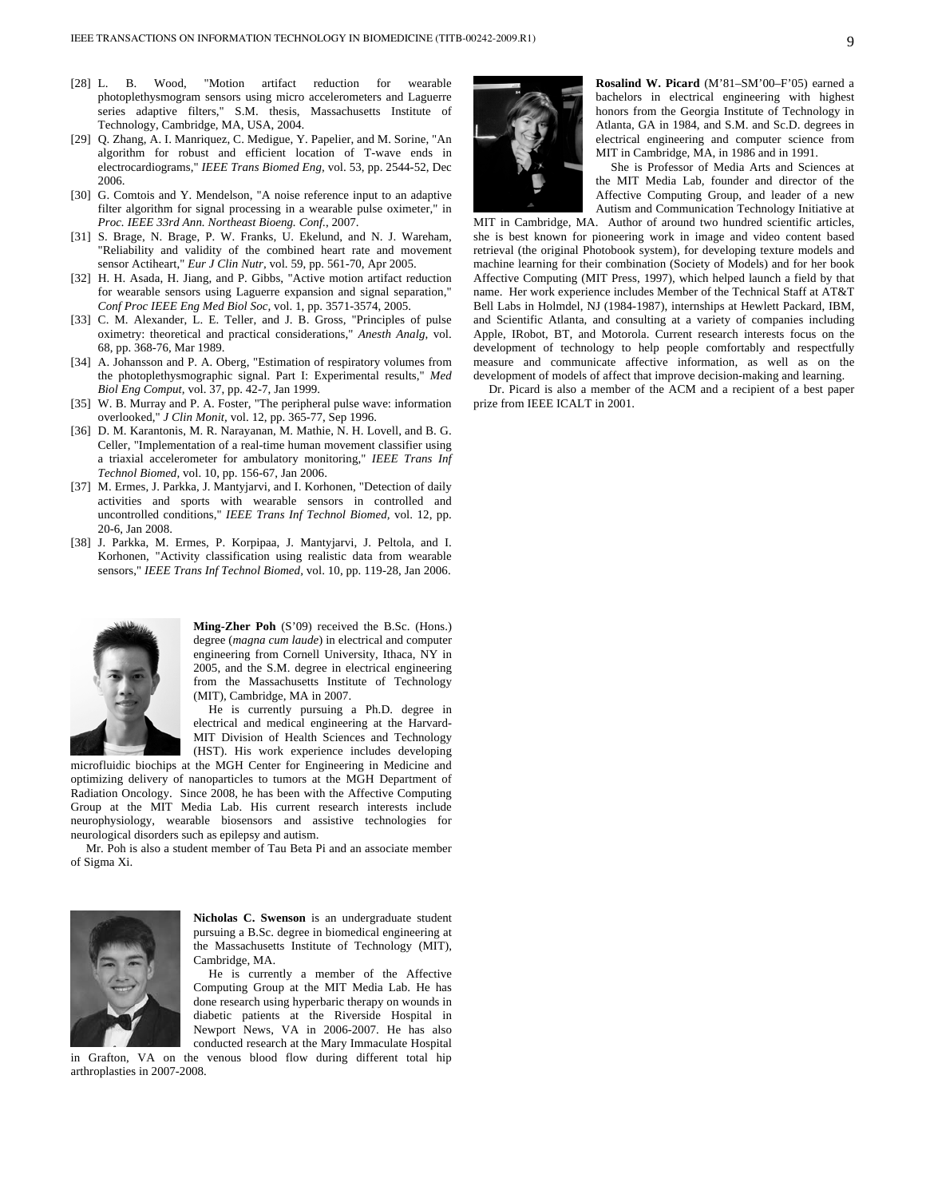[28] L. B. Wood, "Motion artifact reduction for wearable photoplethysmogram sensors using micro accelerometers and Laguerre series adaptive filters," S.M. thesis, Massachusetts Institute of Technology, Cambridge, MA, USA, 2004.

[29] Q. Zhang, A. I. Manriquez, C. Medigue, Y. Papelier, and M. Sorine, "An algorithm for robust and efficient location of T-wave ends in electrocardiograms," *IEEE Trans Biomed Eng*, vol. 53, pp. 2544-52, Dec 2006.

[30] G. Comtois and Y. Mendelson, "A noise reference input to an adaptive filter algorithm for signal processing in a wearable pulse oximeter," in *Proc. IEEE 33rd Ann. Northeast Bioeng. Conf.*, 2007.

[31] S. Brage, N. Brage, P. W. Franks, U. Ekelund, and N. J. Wareham, "Reliability and validity of the combined heart rate and movement sensor Actiheart," *Eur J Clin Nutr*, vol. 59, pp. 561-70, Apr 2005.

[32] H. H. Asada, H. Jiang, and P. Gibbs, "Active motion artifact reduction for wearable sensors using Laguerre expansion and signal separation," *Conf Proc IEEE Eng Med Biol Soc*, vol. 1, pp. 3571-3574, 2005.

[33] C. M. Alexander, L. E. Teller, and J. B. Gross, "Principles of pulse oximetry: theoretical and practical considerations," *Anesth Analg*, vol. 68, pp. 368-76, Mar 1989.

[34] A. Johansson and P. A. Oberg, "Estimation of respiratory volumes from the photoplethysmographic signal. Part I: Experimental results," *Med Biol Eng Comput*, vol. 37, pp. 42-7, Jan 1999.

[35] W. B. Murray and P. A. Foster, "The peripheral pulse wave: information overlooked," *J Clin Monit*, vol. 12, pp. 365-77, Sep 1996.

[36] D. M. Karantonis, M. R. Narayanan, M. Mathie, N. H. Lovell, and B. G. Celler, "Implementation of a real-time human movement classifier using a triaxial accelerometer for ambulatory monitoring," *IEEE Trans Inf Technol Biomed*, vol. 10, pp. 156-67, Jan 2006.

[37] M. Ermes, J. Parkka, J. Mantyjarvi, and I. Korhonen, "Detection of daily activities and sports with wearable sensors in controlled and uncontrolled conditions," *IEEE Trans Inf Technol Biomed*, vol. 12, pp. 20-6, Jan 2008.

[38] J. Parkka, M. Ermes, P. Korpipaa, J. Mantyjarvi, J. Peltola, and I. Korhonen, "Activity classification using realistic data from wearable sensors," *IEEE Trans Inf Technol Biomed*, vol. 10, pp. 119-28, Jan 2006.

**Ming-Zher Poh** (S'09) received the B.Sc. (Hons.) degree (*magna cum laude*) in electrical and computer engineering from Cornell University, Ithaca, NY in 2005, and the S.M. degree in electrical engineering from the Massachusetts Institute of Technology (MIT), Cambridge, MA in 2007.

He is currently pursuing a Ph.D. degree in electrical and medical engineering at the Harvard-MIT Division of Health Sciences and Technology (HST). His work experience includes developing microfluidic biochips at the MGH Center for Engineering in Medicine and optimizing delivery of nanoparticles to tumors at the MGH Department of Radiation Oncology. Since 2008, he has been with the Affective Computing Group at the MIT Media Lab. His current research interests include neurophysiology, wearable biosensors and assistive technologies for neurological disorders such as epilepsy and autism.

Mr. Poh is also a student member of Tau Beta Pi and an associate member of Sigma Xi.

**Nicholas C. Swenson** is an undergraduate student pursuing a B.Sc. degree in biomedical engineering at the Massachusetts Institute of Technology (MIT), Cambridge, MA.

He is currently a member of the Affective Computing Group at the MIT Media Lab. He has done research using hyperbaric therapy on wounds in diabetic patients at the Riverside Hospital in Newport News, VA in 2006-2007. He has also conducted research at the Mary Immaculate Hospital in Grafton, VA on the venous blood flow during different total hip arthroplasties in 2007-2008.

**Rosalind W. Picard** (M'81–SM'00–F'05) earned a bachelors in electrical engineering with highest honors from the Georgia Institute of Technology in Atlanta, GA in 1984, and S.M. and Sc.D. degrees in electrical engineering and computer science from MIT in Cambridge, MA, in 1986 and in 1991.

She is Professor of Media Arts and Sciences at the MIT Media Lab, founder and director of the Affective Computing Group, and leader of a new Autism and Communication Technology Initiative at MIT in Cambridge, MA. Author of around two hundred scientific articles, she is best known for pioneering work in image and video content based retrieval (the original Photobook system), for developing texture models and machine learning for their combination (Society of Models) and for her book Affective Computing (MIT Press, 1997), which helped launch a field by that name. Her work experience includes Member of the Technical Staff at AT&T Bell Labs in Holmdel, NJ (1984-1987), internships at Hewlett Packard, IBM, and Scientific Atlanta, and consulting at a variety of companies including Apple, IRobot, BT, and Motorola. Current research interests focus on the development of technology to help people comfortably and respectfully measure and communicate affective information, as well as on the development of models of affect that improve decision-making and learning.

Dr. Picard is also a member of the ACM and a recipient of a best paper prize from IEEE ICALT in 2001.